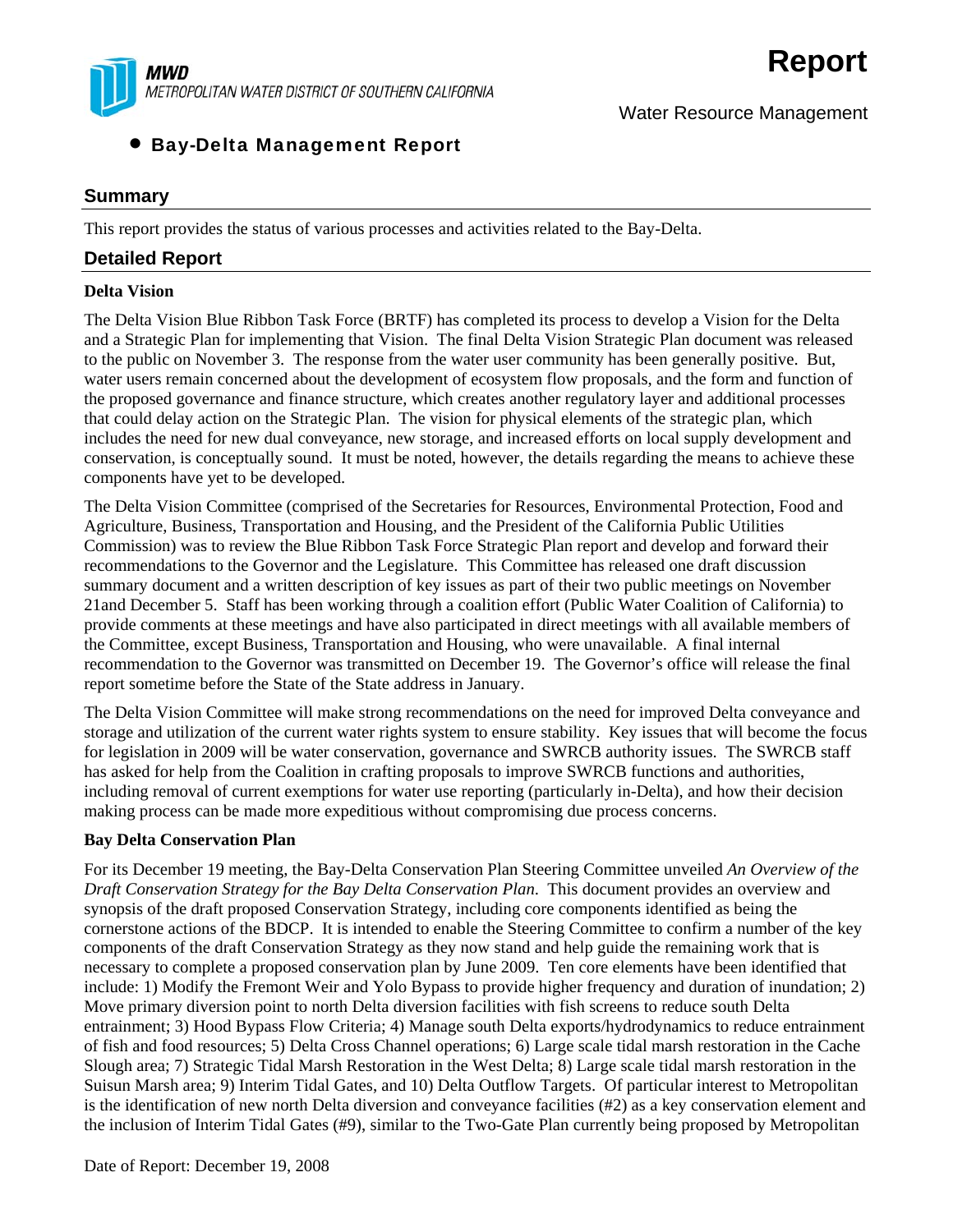**MWD**
*METROPOLITAN WATER DISTRICT OF SOUTHERN CALIFORNIA*

# Report

Water Resource Management

- **Bay-Delta Management Report**

## Summary

This report provides the status of various processes and activities related to the Bay-Delta.

## Detailed Report

**Delta Vision**

The Delta Vision Blue Ribbon Task Force (BRTF) has completed its process to develop a Vision for the Delta and a Strategic Plan for implementing that Vision. The final Delta Vision Strategic Plan document was released to the public on November 3. The response from the water user community has been generally positive. But, water users remain concerned about the development of ecosystem flow proposals, and the form and function of the proposed governance and finance structure, which creates another regulatory layer and additional processes that could delay action on the Strategic Plan. The vision for physical elements of the strategic plan, which includes the need for new dual conveyance, new storage, and increased efforts on local supply development and conservation, is conceptually sound. It must be noted, however, the details regarding the means to achieve these components have yet to be developed.

The Delta Vision Committee (comprised of the Secretaries for Resources, Environmental Protection, Food and Agriculture, Business, Transportation and Housing, and the President of the California Public Utilities Commission) was to review the Blue Ribbon Task Force Strategic Plan report and develop and forward their recommendations to the Governor and the Legislature. This Committee has released one draft discussion summary document and a written description of key issues as part of their two public meetings on November 21and December 5. Staff has been working through a coalition effort (Public Water Coalition of California) to provide comments at these meetings and have also participated in direct meetings with all available members of the Committee, except Business, Transportation and Housing, who were unavailable. A final internal recommendation to the Governor was transmitted on December 19. The Governor's office will release the final report sometime before the State of the State address in January.

The Delta Vision Committee will make strong recommendations on the need for improved Delta conveyance and storage and utilization of the current water rights system to ensure stability. Key issues that will become the focus for legislation in 2009 will be water conservation, governance and SWRCB authority issues. The SWRCB staff has asked for help from the Coalition in crafting proposals to improve SWRCB functions and authorities, including removal of current exemptions for water use reporting (particularly in-Delta), and how their decision making process can be made more expeditious without compromising due process concerns.

**Bay Delta Conservation Plan**

For its December 19 meeting, the Bay-Delta Conservation Plan Steering Committee unveiled *An Overview of the Draft Conservation Strategy for the Bay Delta Conservation Plan*. This document provides an overview and synopsis of the draft proposed Conservation Strategy, including core components identified as being the cornerstone actions of the BDCP. It is intended to enable the Steering Committee to confirm a number of the key components of the draft Conservation Strategy as they now stand and help guide the remaining work that is necessary to complete a proposed conservation plan by June 2009. Ten core elements have been identified that include: 1) Modify the Fremont Weir and Yolo Bypass to provide higher frequency and duration of inundation; 2) Move primary diversion point to north Delta diversion facilities with fish screens to reduce south Delta entrainment; 3) Hood Bypass Flow Criteria; 4) Manage south Delta exports/hydrodynamics to reduce entrainment of fish and food resources; 5) Delta Cross Channel operations; 6) Large scale tidal marsh restoration in the Cache Slough area; 7) Strategic Tidal Marsh Restoration in the West Delta; 8) Large scale tidal marsh restoration in the Suisun Marsh area; 9) Interim Tidal Gates, and 10) Delta Outflow Targets. Of particular interest to Metropolitan is the identification of new north Delta diversion and conveyance facilities (#2) as a key conservation element and the inclusion of Interim Tidal Gates (#9), similar to the Two-Gate Plan currently being proposed by Metropolitan

Date of Report: December 19, 2008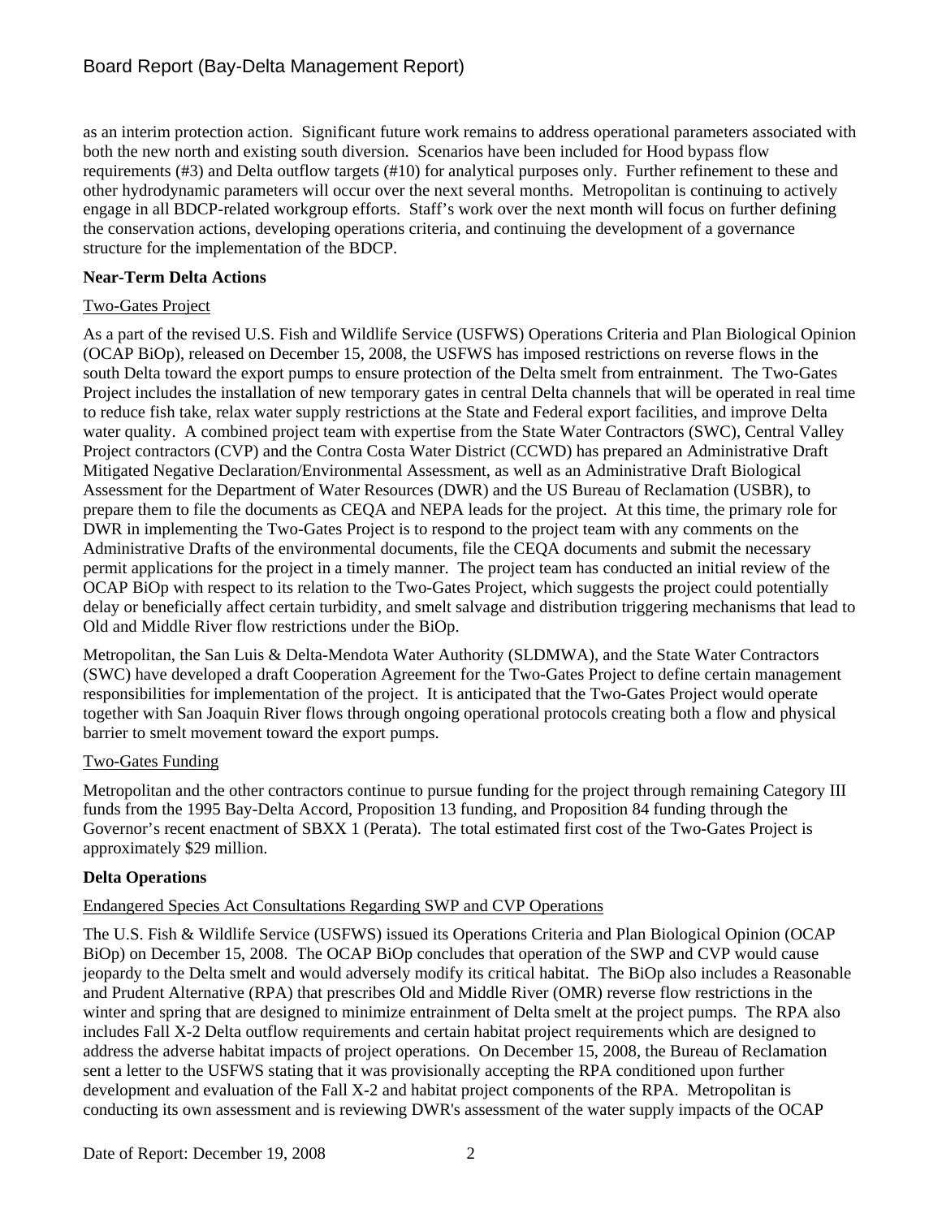as an interim protection action. Significant future work remains to address operational parameters associated with both the new north and existing south diversion. Scenarios have been included for Hood bypass flow requirements (#3) and Delta outflow targets (#10) for analytical purposes only. Further refinement to these and other hydrodynamic parameters will occur over the next several months. Metropolitan is continuing to actively engage in all BDCP-related workgroup efforts. Staff's work over the next month will focus on further defining the conservation actions, developing operations criteria, and continuing the development of a governance structure for the implementation of the BDCP.

**Near-Term Delta Actions**

Two-Gates Project

As a part of the revised U.S. Fish and Wildlife Service (USFWS) Operations Criteria and Plan Biological Opinion (OCAP BiOp), released on December 15, 2008, the USFWS has imposed restrictions on reverse flows in the south Delta toward the export pumps to ensure protection of the Delta smelt from entrainment. The Two-Gates Project includes the installation of new temporary gates in central Delta channels that will be operated in real time to reduce fish take, relax water supply restrictions at the State and Federal export facilities, and improve Delta water quality. A combined project team with expertise from the State Water Contractors (SWC), Central Valley Project contractors (CVP) and the Contra Costa Water District (CCWD) has prepared an Administrative Draft Mitigated Negative Declaration/Environmental Assessment, as well as an Administrative Draft Biological Assessment for the Department of Water Resources (DWR) and the US Bureau of Reclamation (USBR), to prepare them to file the documents as CEQA and NEPA leads for the project. At this time, the primary role for DWR in implementing the Two-Gates Project is to respond to the project team with any comments on the Administrative Drafts of the environmental documents, file the CEQA documents and submit the necessary permit applications for the project in a timely manner. The project team has conducted an initial review of the OCAP BiOp with respect to its relation to the Two-Gates Project, which suggests the project could potentially delay or beneficially affect certain turbidity, and smelt salvage and distribution triggering mechanisms that lead to Old and Middle River flow restrictions under the BiOp.

Metropolitan, the San Luis & Delta-Mendota Water Authority (SLDMWA), and the State Water Contractors (SWC) have developed a draft Cooperation Agreement for the Two-Gates Project to define certain management responsibilities for implementation of the project. It is anticipated that the Two-Gates Project would operate together with San Joaquin River flows through ongoing operational protocols creating both a flow and physical barrier to smelt movement toward the export pumps.

Two-Gates Funding

Metropolitan and the other contractors continue to pursue funding for the project through remaining Category III funds from the 1995 Bay-Delta Accord, Proposition 13 funding, and Proposition 84 funding through the Governor's recent enactment of SBXX 1 (Perata). The total estimated first cost of the Two-Gates Project is approximately $29 million.

**Delta Operations**

Endangered Species Act Consultations Regarding SWP and CVP Operations

The U.S. Fish & Wildlife Service (USFWS) issued its Operations Criteria and Plan Biological Opinion (OCAP BiOp) on December 15, 2008. The OCAP BiOp concludes that operation of the SWP and CVP would cause jeopardy to the Delta smelt and would adversely modify its critical habitat. The BiOp also includes a Reasonable and Prudent Alternative (RPA) that prescribes Old and Middle River (OMR) reverse flow restrictions in the winter and spring that are designed to minimize entrainment of Delta smelt at the project pumps. The RPA also includes Fall X-2 Delta outflow requirements and certain habitat project requirements which are designed to address the adverse habitat impacts of project operations. On December 15, 2008, the Bureau of Reclamation sent a letter to the USFWS stating that it was provisionally accepting the RPA conditioned upon further development and evaluation of the Fall X-2 and habitat project components of the RPA. Metropolitan is conducting its own assessment and is reviewing DWR's assessment of the water supply impacts of the OCAP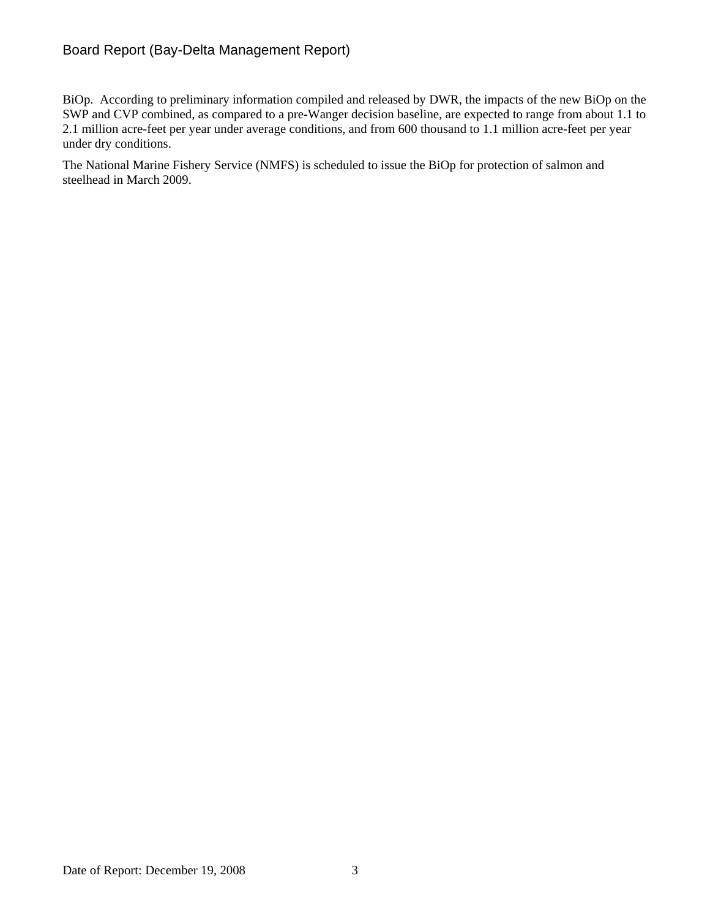BiOp. According to preliminary information compiled and released by DWR, the impacts of the new BiOp on the SWP and CVP combined, as compared to a pre-Wanger decision baseline, are expected to range from about 1.1 to 2.1 million acre-feet per year under average conditions, and from 600 thousand to 1.1 million acre-feet per year under dry conditions.

The National Marine Fishery Service (NMFS) is scheduled to issue the BiOp for protection of salmon and steelhead in March 2009.